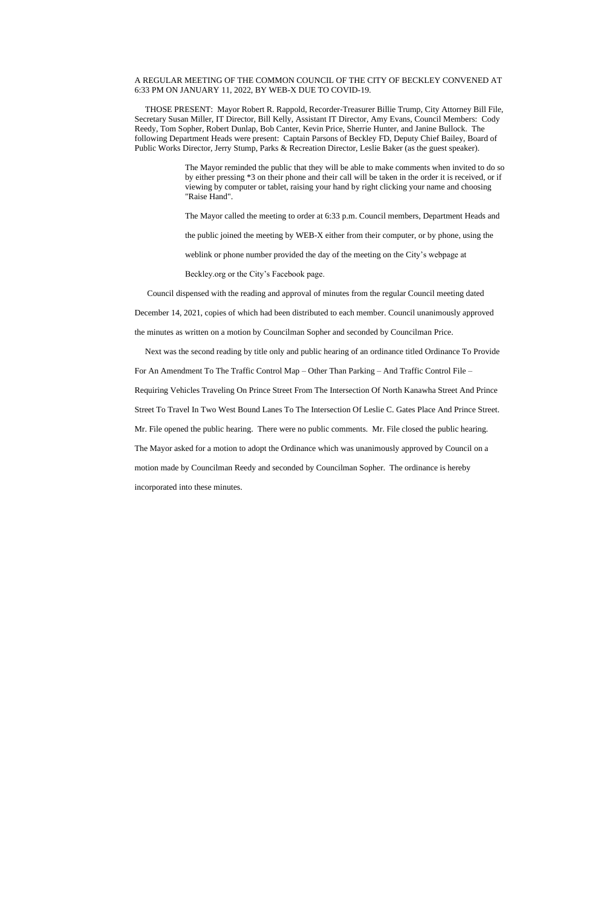A REGULAR MEETING OF THE COMMON COUNCIL OF THE CITY OF BECKLEY CONVENED AT 6:33 PM ON JANUARY 11, 2022, BY WEB-X DUE TO COVID-19.

THOSE PRESENT: Mayor Robert R. Rappold, Recorder-Treasurer Billie Trump, City Attorney Bill File, Secretary Susan Miller, IT Director, Bill Kelly, Assistant IT Director, Amy Evans, Council Members: Cody Reedy, Tom Sopher, Robert Dunlap, Bob Canter, Kevin Price, Sherrie Hunter, and Janine Bullock. The following Department Heads were present: Captain Parsons of Beckley FD, Deputy Chief Bailey, Board of Public Works Director, Jerry Stump, Parks & Recreation Director, Leslie Baker (as the guest speaker).

The Mayor reminded the public that they will be able to make comments when invited to do so by either pressing *3 on their phone and their call will be taken in the order it is received, or if viewing by computer or tablet, raising your hand by right clicking your name and choosing "Raise Hand".

The Mayor called the meeting to order at 6:33 p.m. Council members, Department Heads and the public joined the meeting by WEB-X either from their computer, or by phone, using the weblink or phone number provided the day of the meeting on the City's webpage at Beckley.org or the City's Facebook page.

Council dispensed with the reading and approval of minutes from the regular Council meeting dated December 14, 2021, copies of which had been distributed to each member. Council unanimously approved the minutes as written on a motion by Councilman Sopher and seconded by Councilman Price.

Next was the second reading by title only and public hearing of an ordinance titled Ordinance To Provide For An Amendment To The Traffic Control Map – Other Than Parking – And Traffic Control File – Requiring Vehicles Traveling On Prince Street From The Intersection Of North Kanawha Street And Prince Street To Travel In Two West Bound Lanes To The Intersection Of Leslie C. Gates Place And Prince Street. Mr. File opened the public hearing. There were no public comments. Mr. File closed the public hearing. The Mayor asked for a motion to adopt the Ordinance which was unanimously approved by Council on a motion made by Councilman Reedy and seconded by Councilman Sopher. The ordinance is hereby incorporated into these minutes.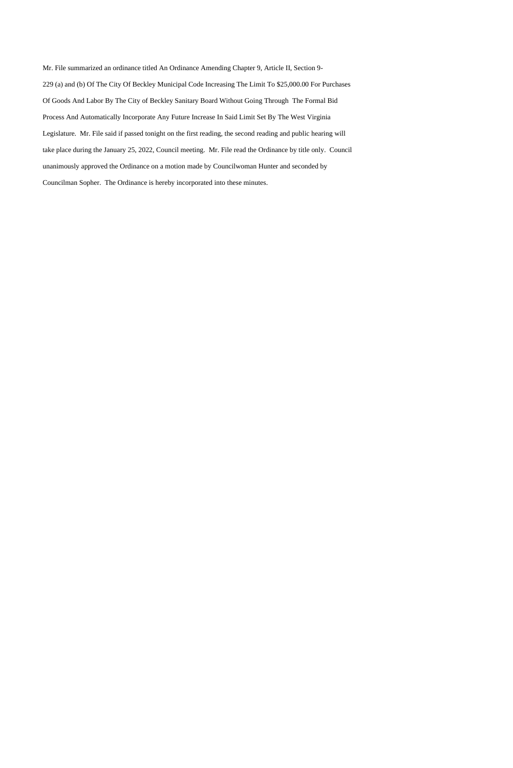Mr. File summarized an ordinance titled An Ordinance Amending Chapter 9, Article II, Section 9-229 (a) and (b) Of The City Of Beckley Municipal Code Increasing The Limit To $25,000.00 For Purchases Of Goods And Labor By The City of Beckley Sanitary Board Without Going Through The Formal Bid Process And Automatically Incorporate Any Future Increase In Said Limit Set By The West Virginia Legislature. Mr. File said if passed tonight on the first reading, the second reading and public hearing will take place during the January 25, 2022, Council meeting. Mr. File read the Ordinance by title only. Council unanimously approved the Ordinance on a motion made by Councilwoman Hunter and seconded by Councilman Sopher. The Ordinance is hereby incorporated into these minutes.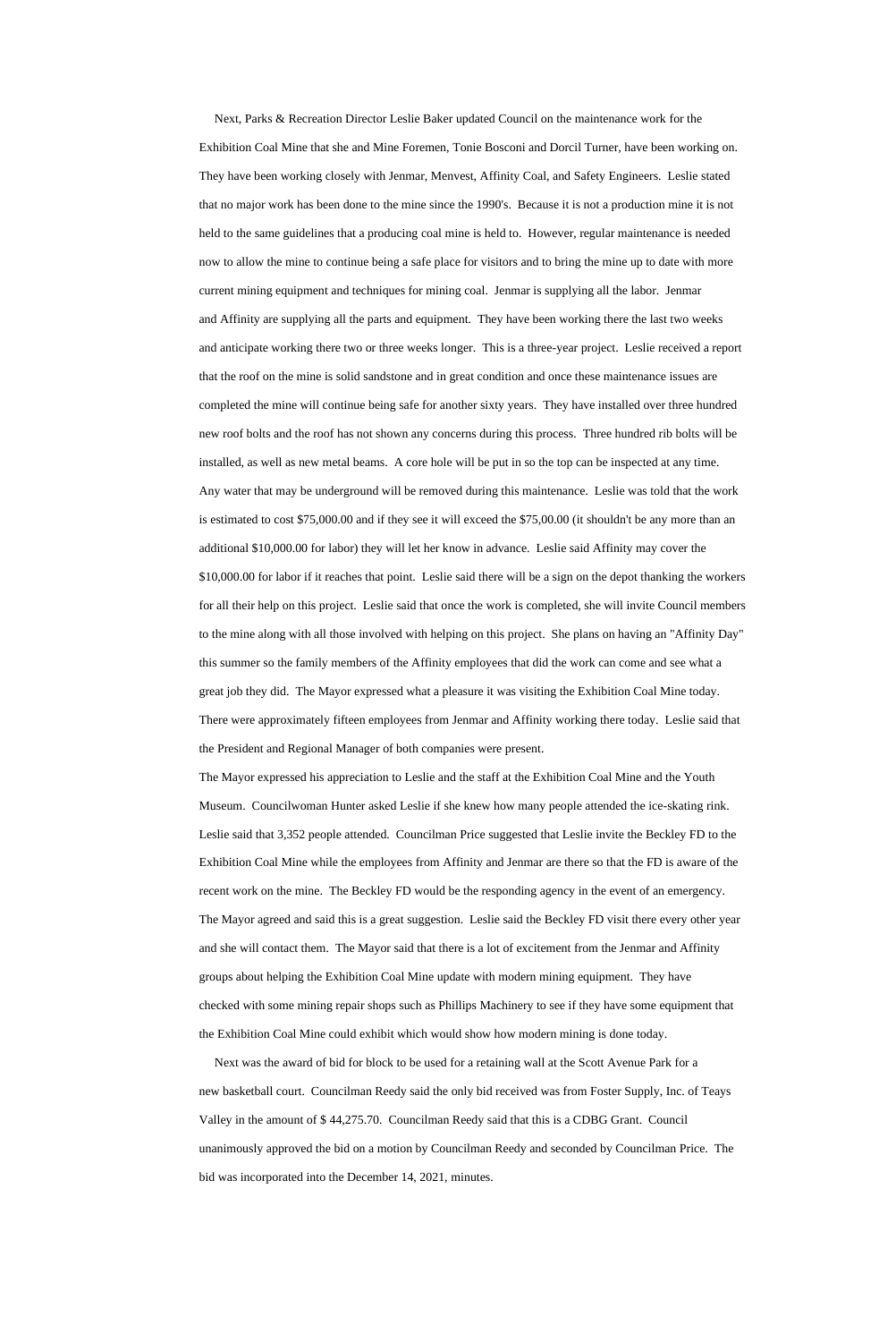Next, Parks & Recreation Director Leslie Baker updated Council on the maintenance work for the Exhibition Coal Mine that she and Mine Foremen, Tonie Bosconi and Dorcil Turner, have been working on. They have been working closely with Jenmar, Menvest, Affinity Coal, and Safety Engineers. Leslie stated that no major work has been done to the mine since the 1990's. Because it is not a production mine it is not held to the same guidelines that a producing coal mine is held to. However, regular maintenance is needed now to allow the mine to continue being a safe place for visitors and to bring the mine up to date with more current mining equipment and techniques for mining coal. Jenmar is supplying all the labor. Jenmar and Affinity are supplying all the parts and equipment. They have been working there the last two weeks and anticipate working there two or three weeks longer. This is a three-year project. Leslie received a report that the roof on the mine is solid sandstone and in great condition and once these maintenance issues are completed the mine will continue being safe for another sixty years. They have installed over three hundred new roof bolts and the roof has not shown any concerns during this process. Three hundred rib bolts will be installed, as well as new metal beams. A core hole will be put in so the top can be inspected at any time. Any water that may be underground will be removed during this maintenance. Leslie was told that the work is estimated to cost $75,000.00 and if they see it will exceed the $75,00.00 (it shouldn't be any more than an additional $10,000.00 for labor) they will let her know in advance. Leslie said Affinity may cover the $10,000.00 for labor if it reaches that point. Leslie said there will be a sign on the depot thanking the workers for all their help on this project. Leslie said that once the work is completed, she will invite Council members to the mine along with all those involved with helping on this project. She plans on having an "Affinity Day" this summer so the family members of the Affinity employees that did the work can come and see what a great job they did. The Mayor expressed what a pleasure it was visiting the Exhibition Coal Mine today. There were approximately fifteen employees from Jenmar and Affinity working there today. Leslie said that the President and Regional Manager of both companies were present.

The Mayor expressed his appreciation to Leslie and the staff at the Exhibition Coal Mine and the Youth Museum. Councilwoman Hunter asked Leslie if she knew how many people attended the ice-skating rink. Leslie said that 3,352 people attended. Councilman Price suggested that Leslie invite the Beckley FD to the Exhibition Coal Mine while the employees from Affinity and Jenmar are there so that the FD is aware of the recent work on the mine. The Beckley FD would be the responding agency in the event of an emergency. The Mayor agreed and said this is a great suggestion. Leslie said the Beckley FD visit there every other year and she will contact them. The Mayor said that there is a lot of excitement from the Jenmar and Affinity groups about helping the Exhibition Coal Mine update with modern mining equipment. They have checked with some mining repair shops such as Phillips Machinery to see if they have some equipment that the Exhibition Coal Mine could exhibit which would show how modern mining is done today.

Next was the award of bid for block to be used for a retaining wall at the Scott Avenue Park for a new basketball court. Councilman Reedy said the only bid received was from Foster Supply, Inc. of Teays Valley in the amount of $ 44,275.70. Councilman Reedy said that this is a CDBG Grant. Council unanimously approved the bid on a motion by Councilman Reedy and seconded by Councilman Price. The bid was incorporated into the December 14, 2021, minutes.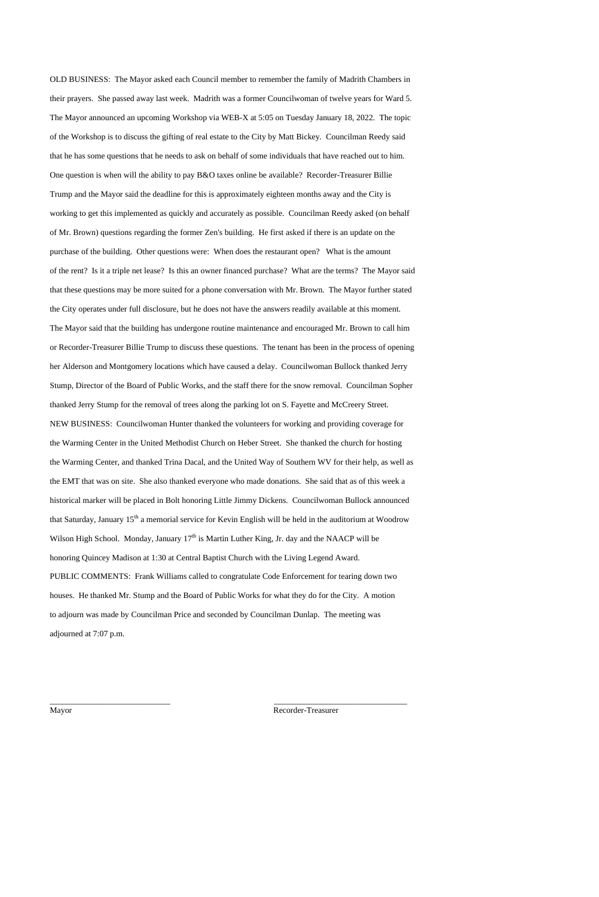OLD BUSINESS: The Mayor asked each Council member to remember the family of Madrith Chambers in their prayers. She passed away last week. Madrith was a former Councilwoman of twelve years for Ward 5. The Mayor announced an upcoming Workshop via WEB-X at 5:05 on Tuesday January 18, 2022. The topic of the Workshop is to discuss the gifting of real estate to the City by Matt Bickey. Councilman Reedy said that he has some questions that he needs to ask on behalf of some individuals that have reached out to him. One question is when will the ability to pay B&O taxes online be available? Recorder-Treasurer Billie Trump and the Mayor said the deadline for this is approximately eighteen months away and the City is working to get this implemented as quickly and accurately as possible. Councilman Reedy asked (on behalf of Mr. Brown) questions regarding the former Zen's building. He first asked if there is an update on the purchase of the building. Other questions were: When does the restaurant open? What is the amount of the rent? Is it a triple net lease? Is this an owner financed purchase? What are the terms? The Mayor said that these questions may be more suited for a phone conversation with Mr. Brown. The Mayor further stated the City operates under full disclosure, but he does not have the answers readily available at this moment. The Mayor said that the building has undergone routine maintenance and encouraged Mr. Brown to call him or Recorder-Treasurer Billie Trump to discuss these questions. The tenant has been in the process of opening her Alderson and Montgomery locations which have caused a delay. Councilwoman Bullock thanked Jerry Stump, Director of the Board of Public Works, and the staff there for the snow removal. Councilman Sopher thanked Jerry Stump for the removal of trees along the parking lot on S. Fayette and McCreery Street.

NEW BUSINESS: Councilwoman Hunter thanked the volunteers for working and providing coverage for the Warming Center in the United Methodist Church on Heber Street. She thanked the church for hosting the Warming Center, and thanked Trina Dacal, and the United Way of Southern WV for their help, as well as the EMT that was on site. She also thanked everyone who made donations. She said that as of this week a historical marker will be placed in Bolt honoring Little Jimmy Dickens. Councilwoman Bullock announced that Saturday, January 15th a memorial service for Kevin English will be held in the auditorium at Woodrow Wilson High School. Monday, January 17th is Martin Luther King, Jr. day and the NAACP will be honoring Quincey Madison at 1:30 at Central Baptist Church with the Living Legend Award.

PUBLIC COMMENTS: Frank Williams called to congratulate Code Enforcement for tearing down two houses. He thanked Mr. Stump and the Board of Public Works for what they do for the City. A motion to adjourn was made by Councilman Price and seconded by Councilman Dunlap. The meeting was adjourned at 7:07 p.m.

\_\_\_\_\_\_\_\_\_\_\_\_\_\_\_\_\_\_\_\_\_\_\_\_\_\_\_\_\_\_ \_\_\_\_\_\_\_\_\_\_\_\_\_\_\_\_\_\_\_\_\_\_\_\_\_\_\_\_\_\_

Mayor Recorder-Treasurer